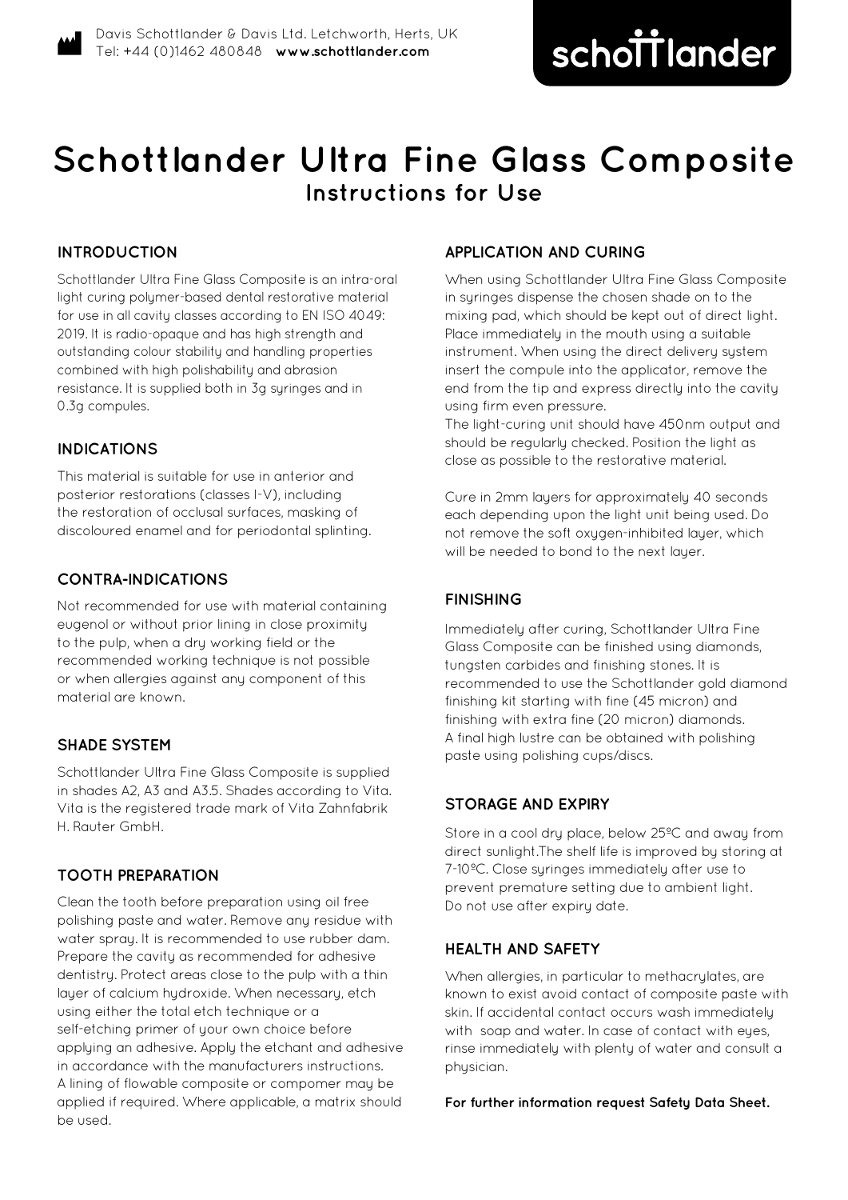Davis Schottlander & Davis Ltd. Letchworth, Herts, UK
Tel: +44 (0)1462 480848 **www.schottlander.com**

# Schottlander Ultra Fine Glass Composite

## Instructions for Use

### INTRODUCTION

Schottlander Ultra Fine Glass Composite is an intra-oral light curing polymer-based dental restorative material for use in all cavity classes according to EN ISO 4049: 2019. It is radio-opaque and has high strength and outstanding colour stability and handling properties combined with high polishability and abrasion resistance. It is supplied both in 3g syringes and in 0.3g compules.

### INDICATIONS

This material is suitable for use in anterior and posterior restorations (classes I-V), including the restoration of occlusal surfaces, masking of discoloured enamel and for periodontal splinting.

### CONTRA-INDICATIONS

Not recommended for use with material containing eugenol or without prior lining in close proximity to the pulp, when a dry working field or the recommended working technique is not possible or when allergies against any component of this material are known.

### SHADE SYSTEM

Schottlander Ultra Fine Glass Composite is supplied in shades A2, A3 and A3.5. Shades according to Vita. Vita is the registered trade mark of Vita Zahnfabrik H. Rauter GmbH.

### TOOTH PREPARATION

Clean the tooth before preparation using oil free polishing paste and water. Remove any residue with water spray. It is recommended to use rubber dam. Prepare the cavity as recommended for adhesive dentistry. Protect areas close to the pulp with a thin layer of calcium hydroxide. When necessary, etch using either the total etch technique or a self-etching primer of your own choice before applying an adhesive. Apply the etchant and adhesive in accordance with the manufacturers instructions. A lining of flowable composite or compomer may be applied if required. Where applicable, a matrix should be used.

### APPLICATION AND CURING

When using Schottlander Ultra Fine Glass Composite in syringes dispense the chosen shade on to the mixing pad, which should be kept out of direct light. Place immediately in the mouth using a suitable instrument. When using the direct delivery system insert the compule into the applicator, remove the end from the tip and express directly into the cavity using firm even pressure.
The light-curing unit should have 450nm output and should be regularly checked. Position the light as close as possible to the restorative material.

Cure in 2mm layers for approximately 40 seconds each depending upon the light unit being used. Do not remove the soft oxygen-inhibited layer, which will be needed to bond to the next layer.

### FINISHING

Immediately after curing, Schottlander Ultra Fine Glass Composite can be finished using diamonds, tungsten carbides and finishing stones. It is recommended to use the Schottlander gold diamond finishing kit starting with fine (45 micron) and finishing with extra fine (20 micron) diamonds.
A final high lustre can be obtained with polishing paste using polishing cups/discs.

### STORAGE AND EXPIRY

Store in a cool dry place, below 25ºC and away from direct sunlight.The shelf life is improved by storing at 7-10ºC. Close syringes immediately after use to prevent premature setting due to ambient light.
Do not use after expiry date.

### HEALTH AND SAFETY

When allergies, in particular to methacrylates, are known to exist avoid contact of composite paste with skin. If accidental contact occurs wash immediately with soap and water. In case of contact with eyes, rinse immediately with plenty of water and consult a physician.

**For further information request Safety Data Sheet.**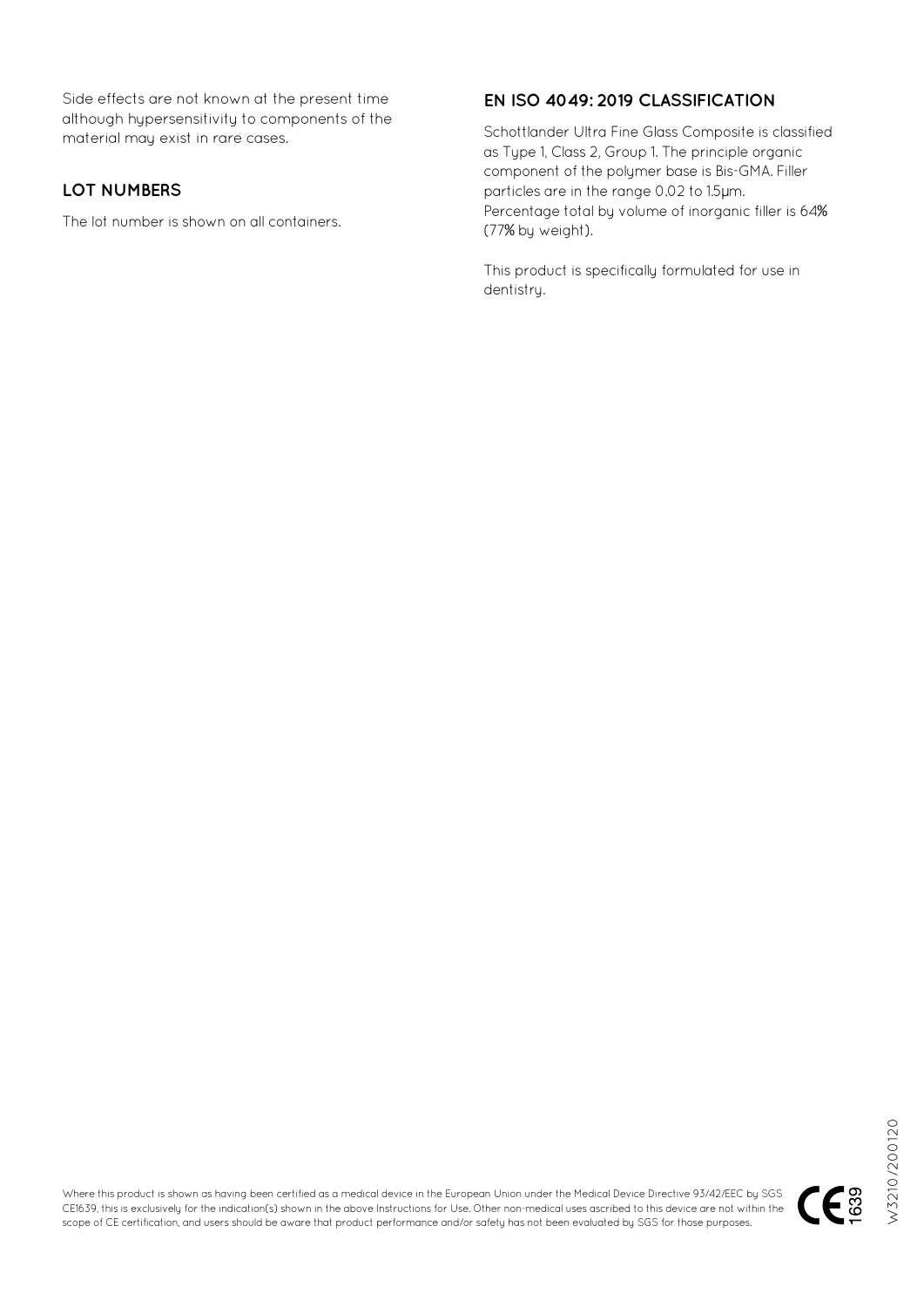Side effects are not known at the present time although hypersensitivity to components of the material may exist in rare cases.

## LOT NUMBERS

The lot number is shown on all containers.

## EN ISO 4049: 2019 CLASSIFICATION

Schottlander Ultra Fine Glass Composite is classified as Type 1, Class 2, Group 1. The principle organic component of the polymer base is Bis-GMA. Filler particles are in the range 0.02 to 1.5µm. Percentage total by volume of inorganic filler is 64% (77% by weight).

This product is specifically formulated for use in dentistry.

Where this product is shown as having been certified as a medical device in the European Union under the Medical Device Directive 93/42/EEC by SGS CE1639, this is exclusively for the indication(s) shown in the above Instructions for Use. Other non-medical uses ascribed to this device are not within the scope of CE certification, and users should be aware that product performance and/or safety has not been evaluated by SGS for those purposes.

CE 1639

W3210/200120